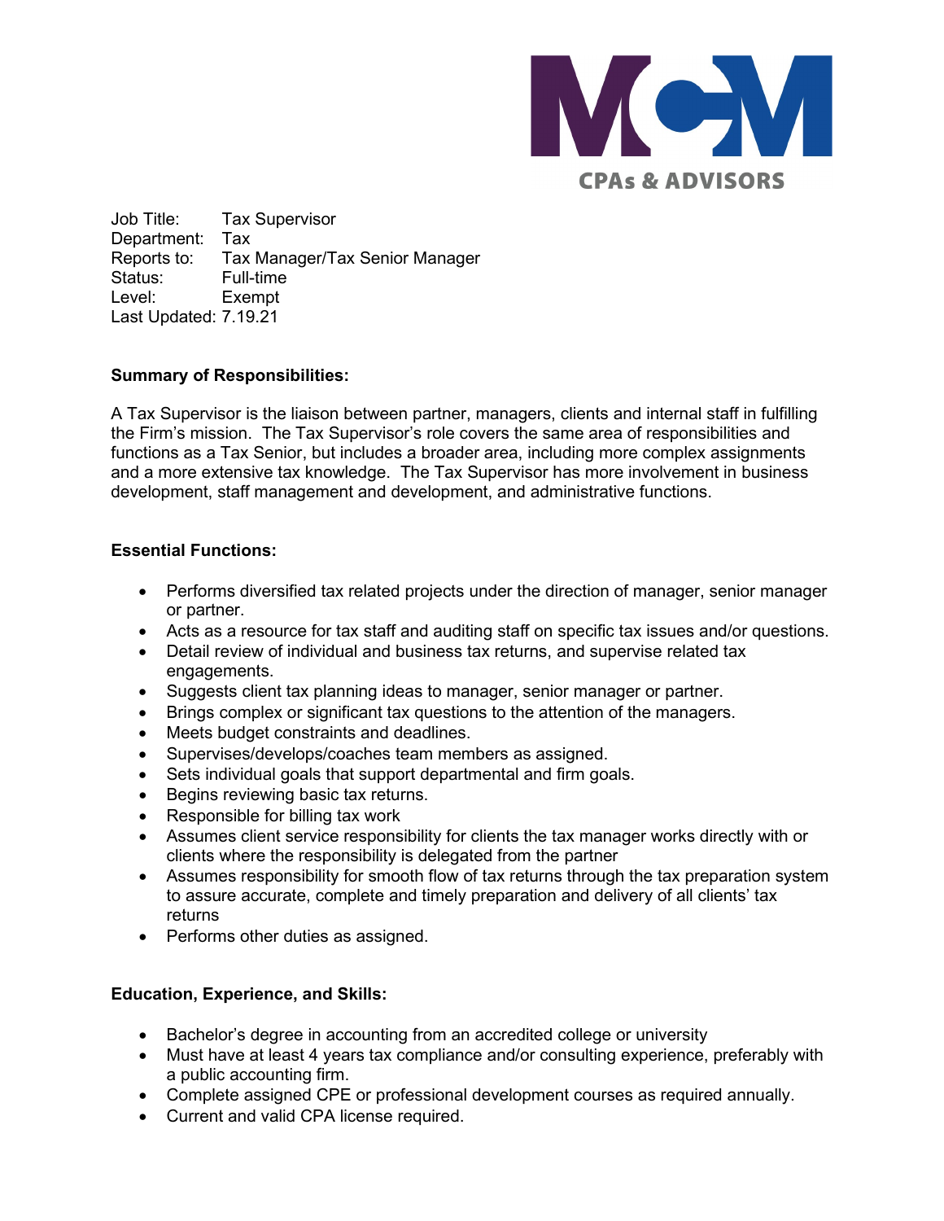MCM CPAs & ADVISORS

Job Title: Tax Supervisor
Department: Tax
Reports to: Tax Manager/Tax Senior Manager
Status: Full-time
Level: Exempt
Last Updated: 7.19.21

**Summary of Responsibilities:**

A Tax Supervisor is the liaison between partner, managers, clients and internal staff in fulfilling the Firm's mission. The Tax Supervisor's role covers the same area of responsibilities and functions as a Tax Senior, but includes a broader area, including more complex assignments and a more extensive tax knowledge. The Tax Supervisor has more involvement in business development, staff management and development, and administrative functions.

**Essential Functions:**

- Performs diversified tax related projects under the direction of manager, senior manager or partner.
- Acts as a resource for tax staff and auditing staff on specific tax issues and/or questions.
- Detail review of individual and business tax returns, and supervise related tax engagements.
- Suggests client tax planning ideas to manager, senior manager or partner.
- Brings complex or significant tax questions to the attention of the managers.
- Meets budget constraints and deadlines.
- Supervises/develops/coaches team members as assigned.
- Sets individual goals that support departmental and firm goals.
- Begins reviewing basic tax returns.
- Responsible for billing tax work
- Assumes client service responsibility for clients the tax manager works directly with or clients where the responsibility is delegated from the partner
- Assumes responsibility for smooth flow of tax returns through the tax preparation system to assure accurate, complete and timely preparation and delivery of all clients' tax returns
- Performs other duties as assigned.

**Education, Experience, and Skills:**

- Bachelor's degree in accounting from an accredited college or university
- Must have at least 4 years tax compliance and/or consulting experience, preferably with a public accounting firm.
- Complete assigned CPE or professional development courses as required annually.
- Current and valid CPA license required.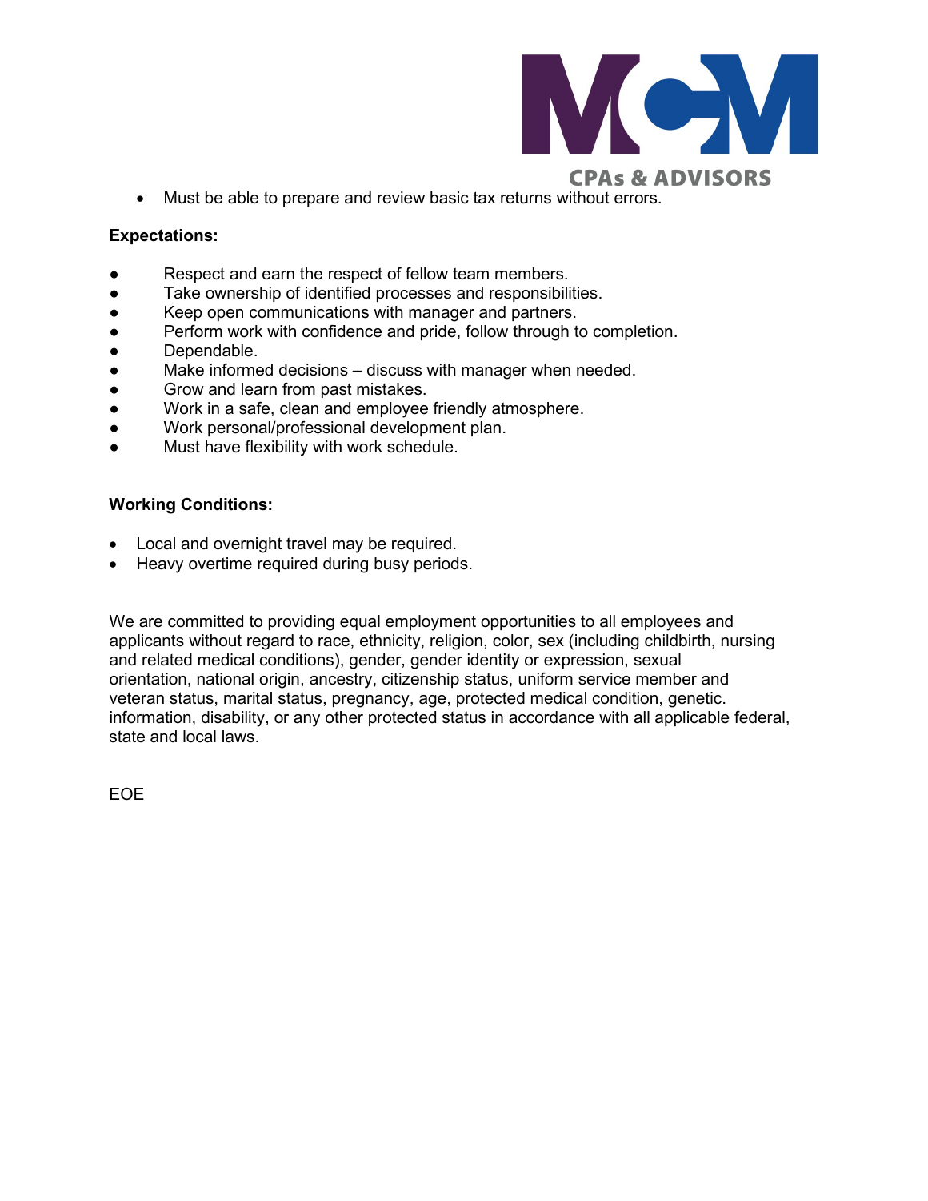- Must be able to prepare and review basic tax returns without errors.

**Expectations:**

- Respect and earn the respect of fellow team members.
- Take ownership of identified processes and responsibilities.
- Keep open communications with manager and partners.
- Perform work with confidence and pride, follow through to completion.
- Dependable.
- Make informed decisions – discuss with manager when needed.
- Grow and learn from past mistakes.
- Work in a safe, clean and employee friendly atmosphere.
- Work personal/professional development plan.
- Must have flexibility with work schedule.

**Working Conditions:**

- Local and overnight travel may be required.
- Heavy overtime required during busy periods.

We are committed to providing equal employment opportunities to all employees and applicants without regard to race, ethnicity, religion, color, sex (including childbirth, nursing and related medical conditions), gender, gender identity or expression, sexual orientation, national origin, ancestry, citizenship status, uniform service member and veteran status, marital status, pregnancy, age, protected medical condition, genetic. information, disability, or any other protected status in accordance with all applicable federal, state and local laws.

EOE